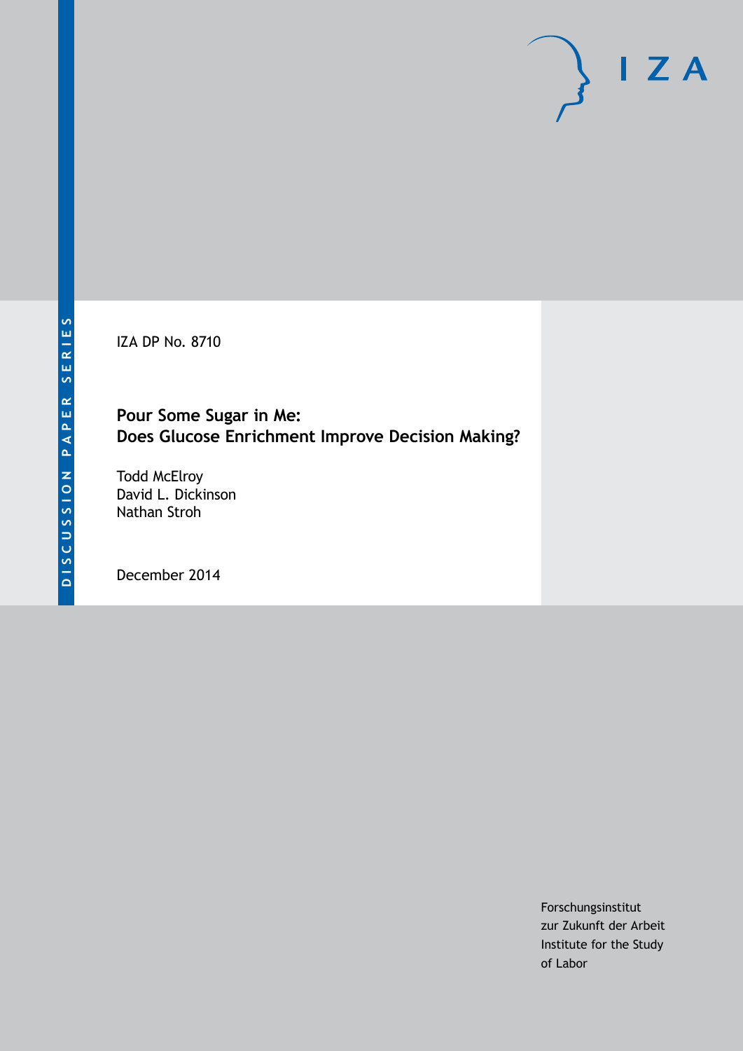DISCUSSION PAPER SERIES

IZA DP No. 8710

# Pour Some Sugar in Me: Does Glucose Enrichment Improve Decision Making?

Todd McElroy
David L. Dickinson
Nathan Stroh

December 2014

Forschungsinstitut
zur Zukunft der Arbeit
Institute for the Study
of Labor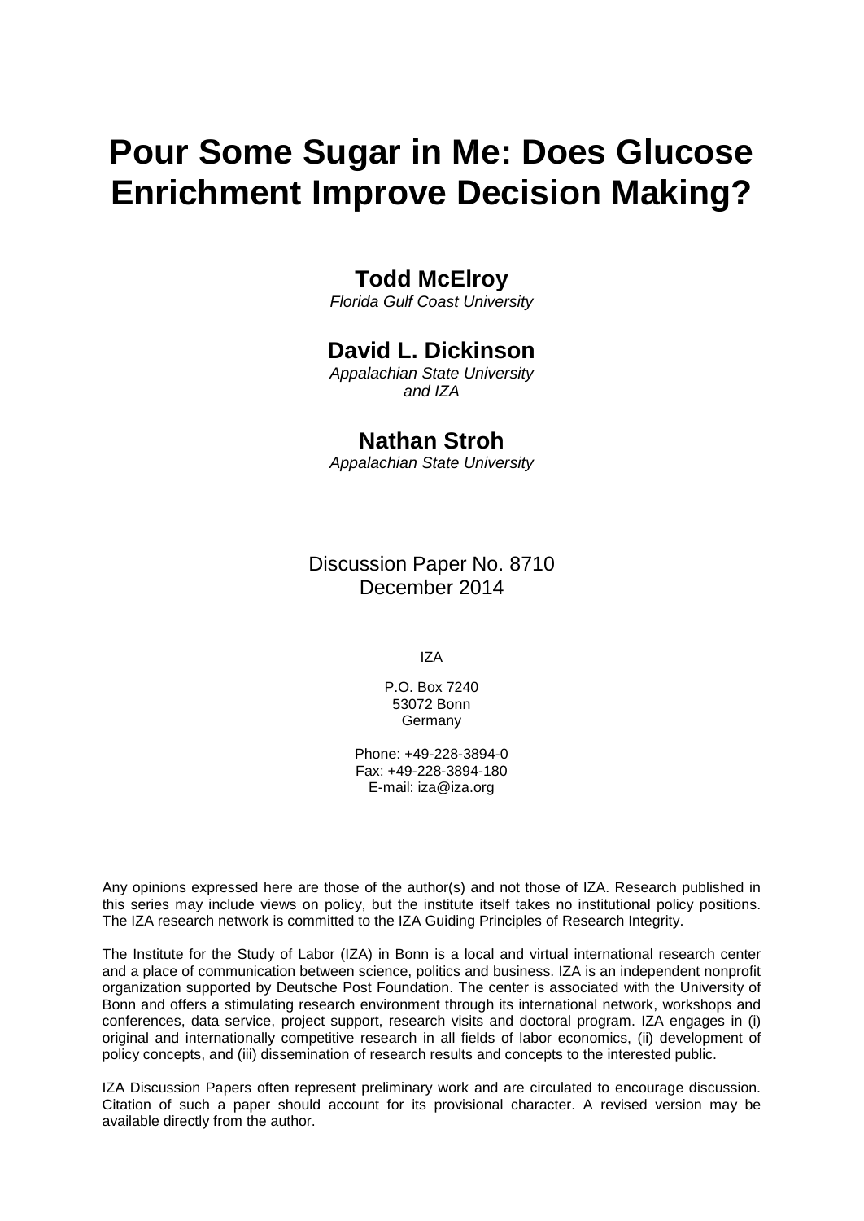# Pour Some Sugar in Me: Does Glucose Enrichment Improve Decision Making?

**Todd McElroy**
*Florida Gulf Coast University*

**David L. Dickinson**
*Appalachian State University and IZA*

**Nathan Stroh**
*Appalachian State University*

Discussion Paper No. 8710
December 2014

IZA

P.O. Box 7240
53072 Bonn
Germany

Phone: +49-228-3894-0
Fax: +49-228-3894-180
E-mail: iza@iza.org

Any opinions expressed here are those of the author(s) and not those of IZA. Research published in this series may include views on policy, but the institute itself takes no institutional policy positions. The IZA research network is committed to the IZA Guiding Principles of Research Integrity.

The Institute for the Study of Labor (IZA) in Bonn is a local and virtual international research center and a place of communication between science, politics and business. IZA is an independent nonprofit organization supported by Deutsche Post Foundation. The center is associated with the University of Bonn and offers a stimulating research environment through its international network, workshops and conferences, data service, project support, research visits and doctoral program. IZA engages in (i) original and internationally competitive research in all fields of labor economics, (ii) development of policy concepts, and (iii) dissemination of research results and concepts to the interested public.

IZA Discussion Papers often represent preliminary work and are circulated to encourage discussion. Citation of such a paper should account for its provisional character. A revised version may be available directly from the author.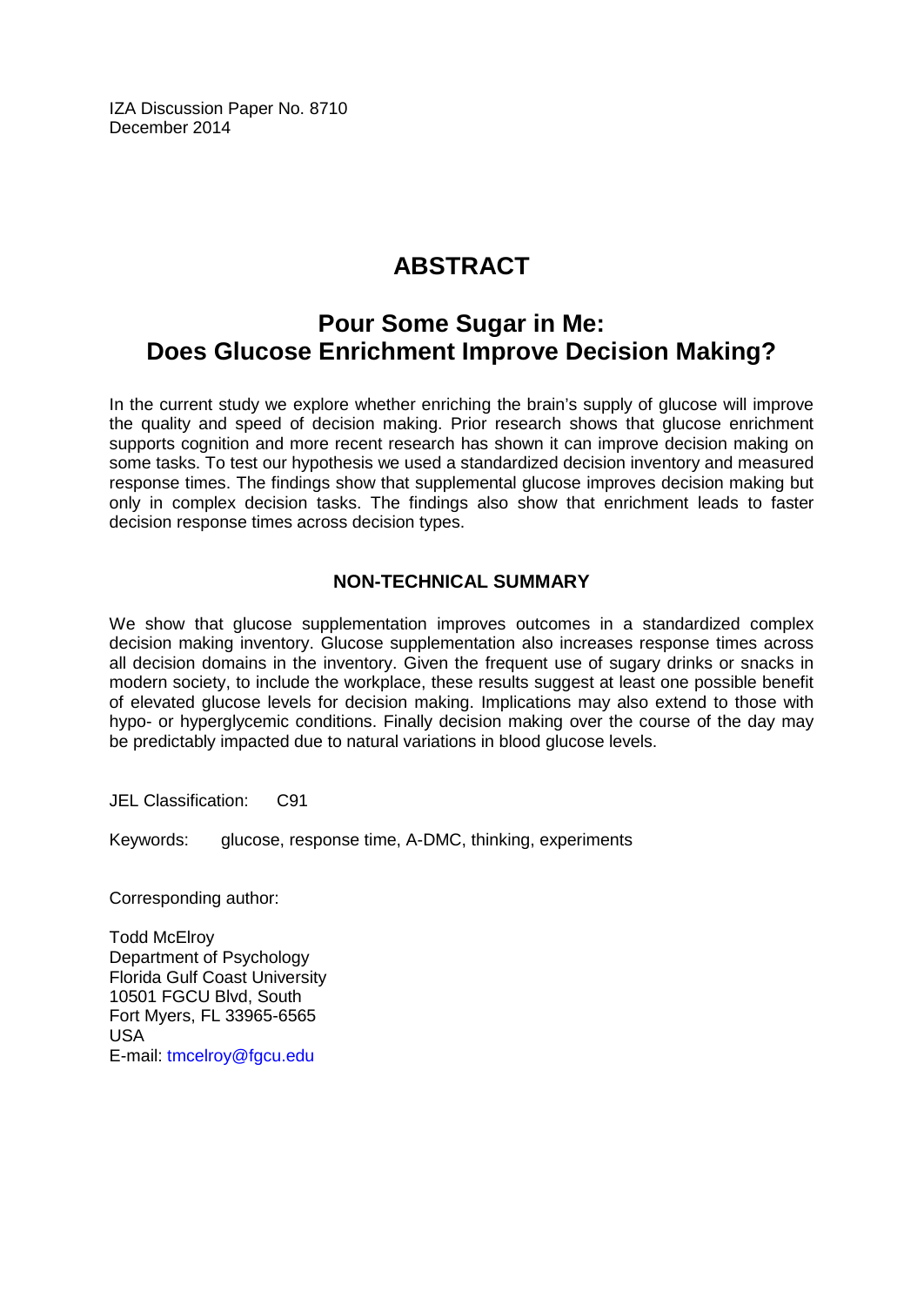IZA Discussion Paper No. 8710
December 2014

# ABSTRACT

## Pour Some Sugar in Me: Does Glucose Enrichment Improve Decision Making?

In the current study we explore whether enriching the brain's supply of glucose will improve the quality and speed of decision making. Prior research shows that glucose enrichment supports cognition and more recent research has shown it can improve decision making on some tasks. To test our hypothesis we used a standardized decision inventory and measured response times. The findings show that supplemental glucose improves decision making but only in complex decision tasks. The findings also show that enrichment leads to faster decision response times across decision types.

### NON-TECHNICAL SUMMARY

We show that glucose supplementation improves outcomes in a standardized complex decision making inventory. Glucose supplementation also increases response times across all decision domains in the inventory. Given the frequent use of sugary drinks or snacks in modern society, to include the workplace, these results suggest at least one possible benefit of elevated glucose levels for decision making. Implications may also extend to those with hypo- or hyperglycemic conditions. Finally decision making over the course of the day may be predictably impacted due to natural variations in blood glucose levels.

JEL Classification: C91

Keywords: glucose, response time, A-DMC, thinking, experiments

Corresponding author:

Todd McElroy
Department of Psychology
Florida Gulf Coast University
10501 FGCU Blvd, South
Fort Myers, FL 33965-6565
USA
E-mail: tmcelroy@fgcu.edu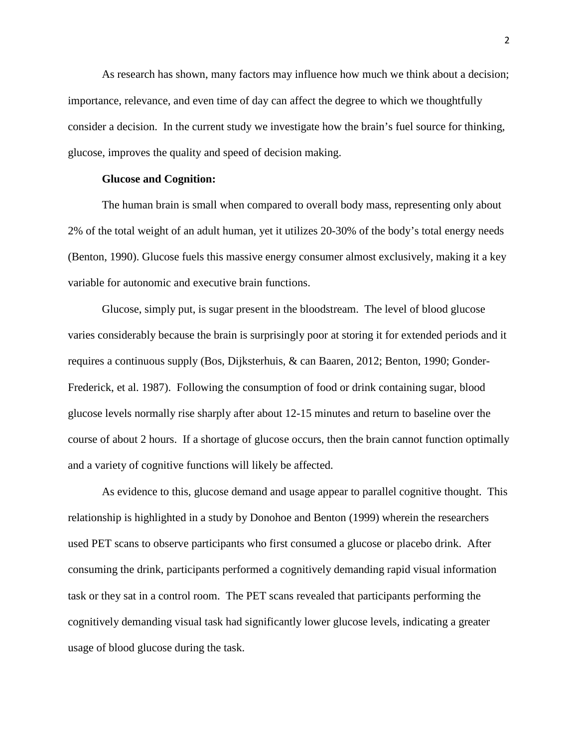As research has shown, many factors may influence how much we think about a decision; importance, relevance, and even time of day can affect the degree to which we thoughtfully consider a decision. In the current study we investigate how the brain's fuel source for thinking, glucose, improves the quality and speed of decision making.

**Glucose and Cognition:**

The human brain is small when compared to overall body mass, representing only about 2% of the total weight of an adult human, yet it utilizes 20-30% of the body's total energy needs (Benton, 1990). Glucose fuels this massive energy consumer almost exclusively, making it a key variable for autonomic and executive brain functions.

Glucose, simply put, is sugar present in the bloodstream. The level of blood glucose varies considerably because the brain is surprisingly poor at storing it for extended periods and it requires a continuous supply (Bos, Dijksterhuis, & can Baaren, 2012; Benton, 1990; Gonder-Frederick, et al. 1987). Following the consumption of food or drink containing sugar, blood glucose levels normally rise sharply after about 12-15 minutes and return to baseline over the course of about 2 hours. If a shortage of glucose occurs, then the brain cannot function optimally and a variety of cognitive functions will likely be affected.

As evidence to this, glucose demand and usage appear to parallel cognitive thought. This relationship is highlighted in a study by Donohoe and Benton (1999) wherein the researchers used PET scans to observe participants who first consumed a glucose or placebo drink. After consuming the drink, participants performed a cognitively demanding rapid visual information task or they sat in a control room. The PET scans revealed that participants performing the cognitively demanding visual task had significantly lower glucose levels, indicating a greater usage of blood glucose during the task.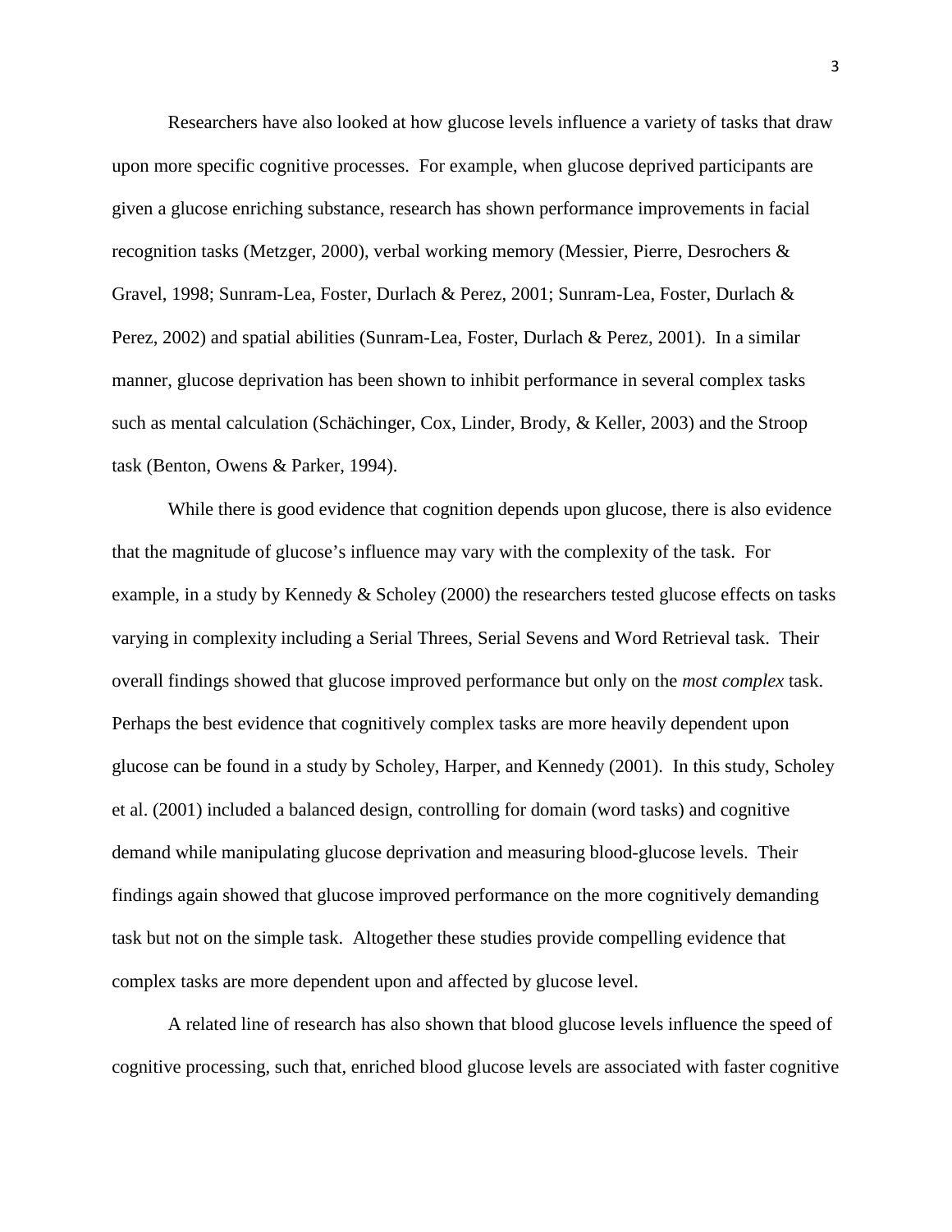Researchers have also looked at how glucose levels influence a variety of tasks that draw upon more specific cognitive processes. For example, when glucose deprived participants are given a glucose enriching substance, research has shown performance improvements in facial recognition tasks (Metzger, 2000), verbal working memory (Messier, Pierre, Desrochers & Gravel, 1998; Sunram-Lea, Foster, Durlach & Perez, 2001; Sunram-Lea, Foster, Durlach & Perez, 2002) and spatial abilities (Sunram-Lea, Foster, Durlach & Perez, 2001). In a similar manner, glucose deprivation has been shown to inhibit performance in several complex tasks such as mental calculation (Schächinger, Cox, Linder, Brody, & Keller, 2003) and the Stroop task (Benton, Owens & Parker, 1994).

While there is good evidence that cognition depends upon glucose, there is also evidence that the magnitude of glucose's influence may vary with the complexity of the task. For example, in a study by Kennedy & Scholey (2000) the researchers tested glucose effects on tasks varying in complexity including a Serial Threes, Serial Sevens and Word Retrieval task. Their overall findings showed that glucose improved performance but only on the *most complex* task. Perhaps the best evidence that cognitively complex tasks are more heavily dependent upon glucose can be found in a study by Scholey, Harper, and Kennedy (2001). In this study, Scholey et al. (2001) included a balanced design, controlling for domain (word tasks) and cognitive demand while manipulating glucose deprivation and measuring blood-glucose levels. Their findings again showed that glucose improved performance on the more cognitively demanding task but not on the simple task. Altogether these studies provide compelling evidence that complex tasks are more dependent upon and affected by glucose level.

A related line of research has also shown that blood glucose levels influence the speed of cognitive processing, such that, enriched blood glucose levels are associated with faster cognitive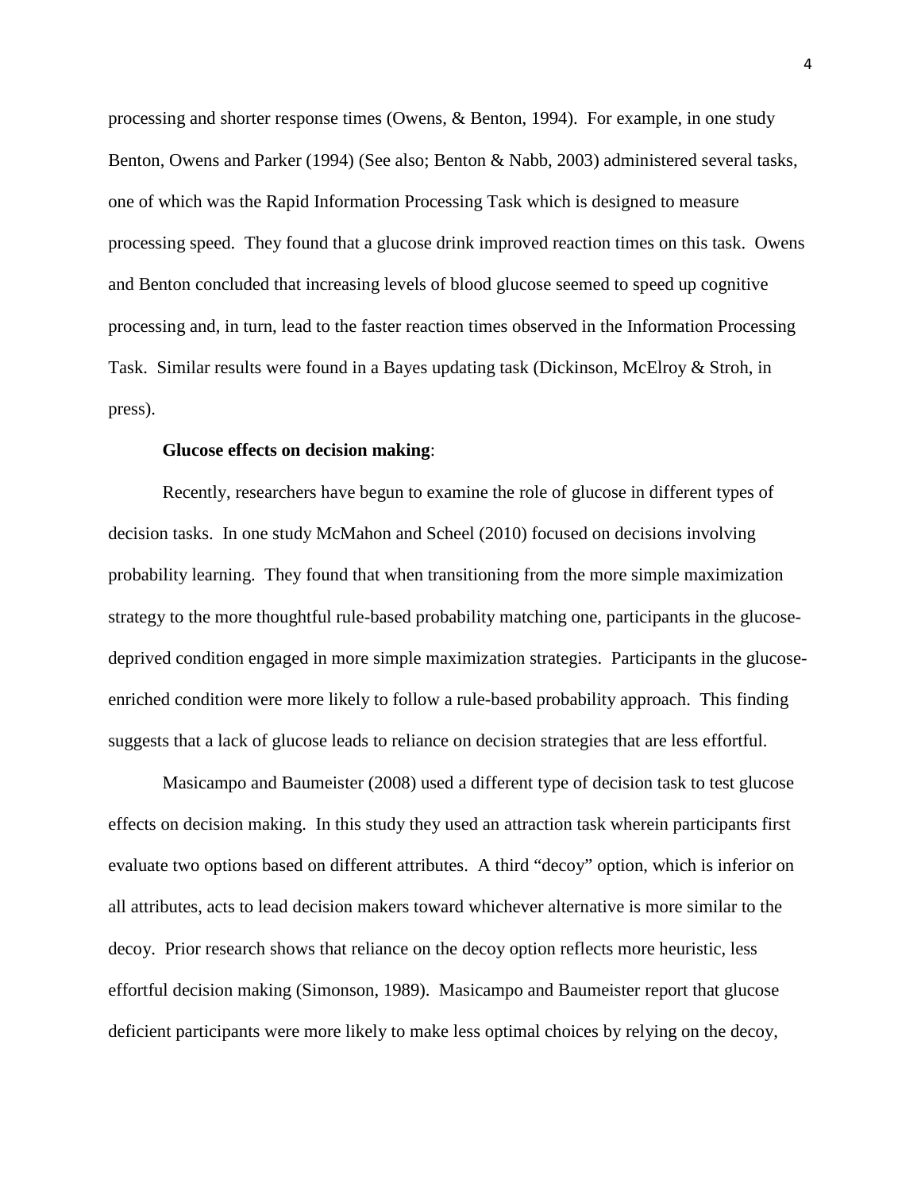processing and shorter response times (Owens, & Benton, 1994). For example, in one study Benton, Owens and Parker (1994) (See also; Benton & Nabb, 2003) administered several tasks, one of which was the Rapid Information Processing Task which is designed to measure processing speed. They found that a glucose drink improved reaction times on this task. Owens and Benton concluded that increasing levels of blood glucose seemed to speed up cognitive processing and, in turn, lead to the faster reaction times observed in the Information Processing Task. Similar results were found in a Bayes updating task (Dickinson, McElroy & Stroh, in press).

**Glucose effects on decision making**:

Recently, researchers have begun to examine the role of glucose in different types of decision tasks. In one study McMahon and Scheel (2010) focused on decisions involving probability learning. They found that when transitioning from the more simple maximization strategy to the more thoughtful rule-based probability matching one, participants in the glucose-deprived condition engaged in more simple maximization strategies. Participants in the glucose-enriched condition were more likely to follow a rule-based probability approach. This finding suggests that a lack of glucose leads to reliance on decision strategies that are less effortful.

Masicampo and Baumeister (2008) used a different type of decision task to test glucose effects on decision making. In this study they used an attraction task wherein participants first evaluate two options based on different attributes. A third "decoy" option, which is inferior on all attributes, acts to lead decision makers toward whichever alternative is more similar to the decoy. Prior research shows that reliance on the decoy option reflects more heuristic, less effortful decision making (Simonson, 1989). Masicampo and Baumeister report that glucose deficient participants were more likely to make less optimal choices by relying on the decoy,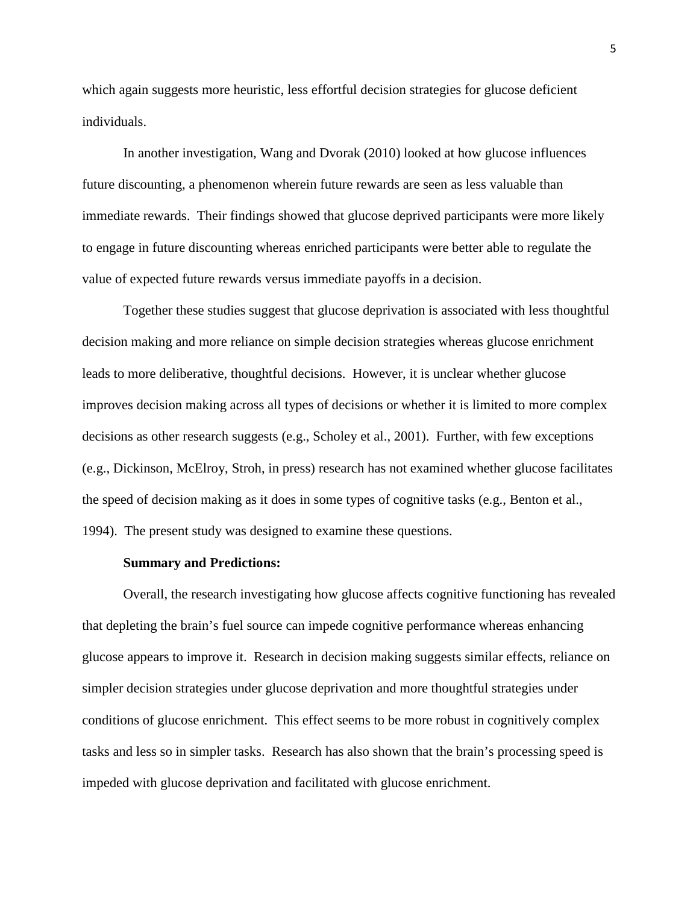which again suggests more heuristic, less effortful decision strategies for glucose deficient individuals.

In another investigation, Wang and Dvorak (2010) looked at how glucose influences future discounting, a phenomenon wherein future rewards are seen as less valuable than immediate rewards. Their findings showed that glucose deprived participants were more likely to engage in future discounting whereas enriched participants were better able to regulate the value of expected future rewards versus immediate payoffs in a decision.

Together these studies suggest that glucose deprivation is associated with less thoughtful decision making and more reliance on simple decision strategies whereas glucose enrichment leads to more deliberative, thoughtful decisions. However, it is unclear whether glucose improves decision making across all types of decisions or whether it is limited to more complex decisions as other research suggests (e.g., Scholey et al., 2001). Further, with few exceptions (e.g., Dickinson, McElroy, Stroh, in press) research has not examined whether glucose facilitates the speed of decision making as it does in some types of cognitive tasks (e.g., Benton et al., 1994). The present study was designed to examine these questions.

**Summary and Predictions:**

Overall, the research investigating how glucose affects cognitive functioning has revealed that depleting the brain's fuel source can impede cognitive performance whereas enhancing glucose appears to improve it. Research in decision making suggests similar effects, reliance on simpler decision strategies under glucose deprivation and more thoughtful strategies under conditions of glucose enrichment. This effect seems to be more robust in cognitively complex tasks and less so in simpler tasks. Research has also shown that the brain's processing speed is impeded with glucose deprivation and facilitated with glucose enrichment.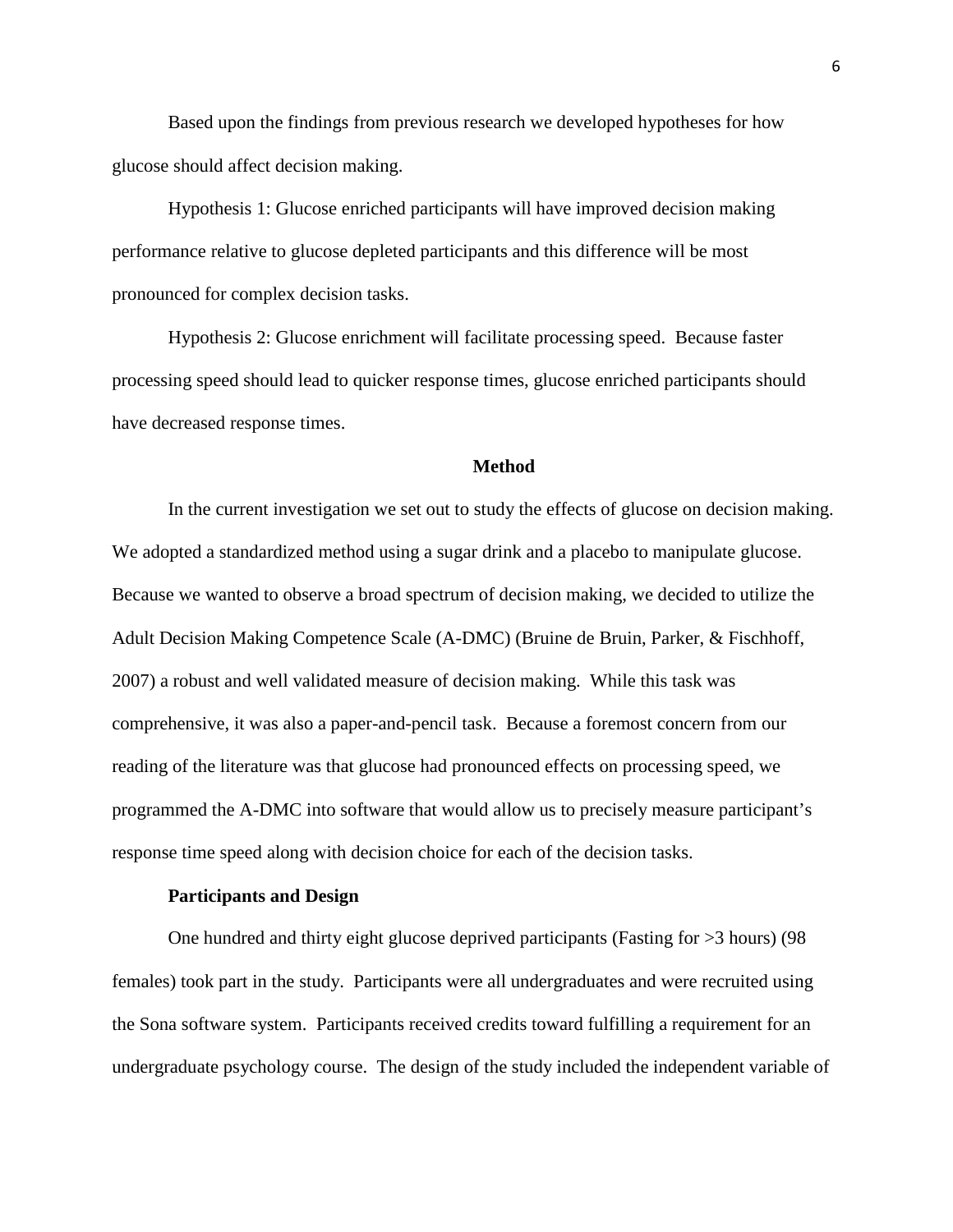Based upon the findings from previous research we developed hypotheses for how glucose should affect decision making.

Hypothesis 1: Glucose enriched participants will have improved decision making performance relative to glucose depleted participants and this difference will be most pronounced for complex decision tasks.

Hypothesis 2: Glucose enrichment will facilitate processing speed. Because faster processing speed should lead to quicker response times, glucose enriched participants should have decreased response times.

## Method

In the current investigation we set out to study the effects of glucose on decision making. We adopted a standardized method using a sugar drink and a placebo to manipulate glucose. Because we wanted to observe a broad spectrum of decision making, we decided to utilize the Adult Decision Making Competence Scale (A-DMC) (Bruine de Bruin, Parker, & Fischhoff, 2007) a robust and well validated measure of decision making. While this task was comprehensive, it was also a paper-and-pencil task. Because a foremost concern from our reading of the literature was that glucose had pronounced effects on processing speed, we programmed the A-DMC into software that would allow us to precisely measure participant's response time speed along with decision choice for each of the decision tasks.

### Participants and Design

One hundred and thirty eight glucose deprived participants (Fasting for >3 hours) (98 females) took part in the study. Participants were all undergraduates and were recruited using the Sona software system. Participants received credits toward fulfilling a requirement for an undergraduate psychology course. The design of the study included the independent variable of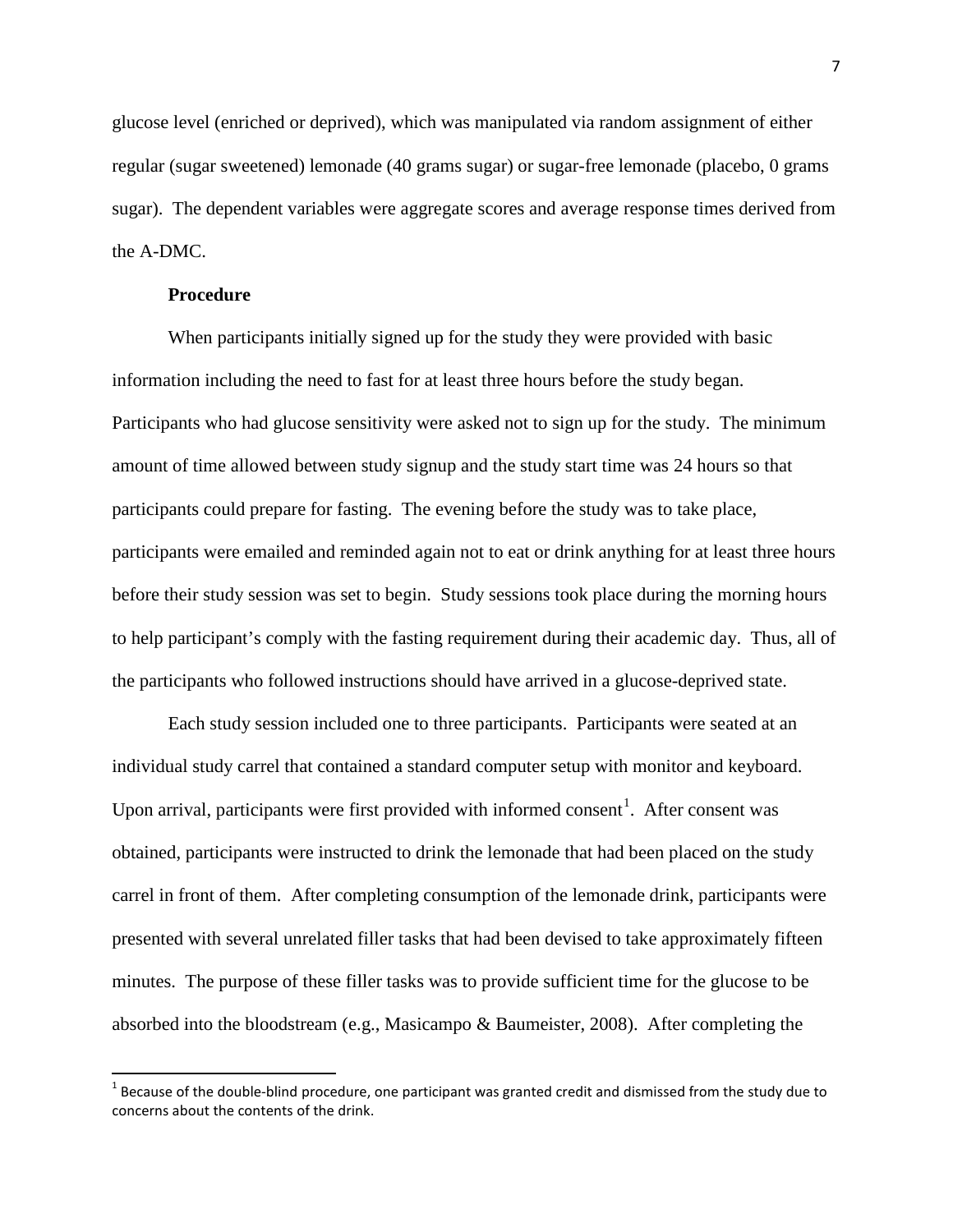glucose level (enriched or deprived), which was manipulated via random assignment of either regular (sugar sweetened) lemonade (40 grams sugar) or sugar-free lemonade (placebo, 0 grams sugar). The dependent variables were aggregate scores and average response times derived from the A-DMC.

**Procedure**

When participants initially signed up for the study they were provided with basic information including the need to fast for at least three hours before the study began. Participants who had glucose sensitivity were asked not to sign up for the study. The minimum amount of time allowed between study signup and the study start time was 24 hours so that participants could prepare for fasting. The evening before the study was to take place, participants were emailed and reminded again not to eat or drink anything for at least three hours before their study session was set to begin. Study sessions took place during the morning hours to help participant's comply with the fasting requirement during their academic day. Thus, all of the participants who followed instructions should have arrived in a glucose-deprived state.

Each study session included one to three participants. Participants were seated at an individual study carrel that contained a standard computer setup with monitor and keyboard. Upon arrival, participants were first provided with informed consent[1]. After consent was obtained, participants were instructed to drink the lemonade that had been placed on the study carrel in front of them. After completing consumption of the lemonade drink, participants were presented with several unrelated filler tasks that had been devised to take approximately fifteen minutes. The purpose of these filler tasks was to provide sufficient time for the glucose to be absorbed into the bloodstream (e.g., Masicampo & Baumeister, 2008). After completing the

[1] Because of the double-blind procedure, one participant was granted credit and dismissed from the study due to concerns about the contents of the drink.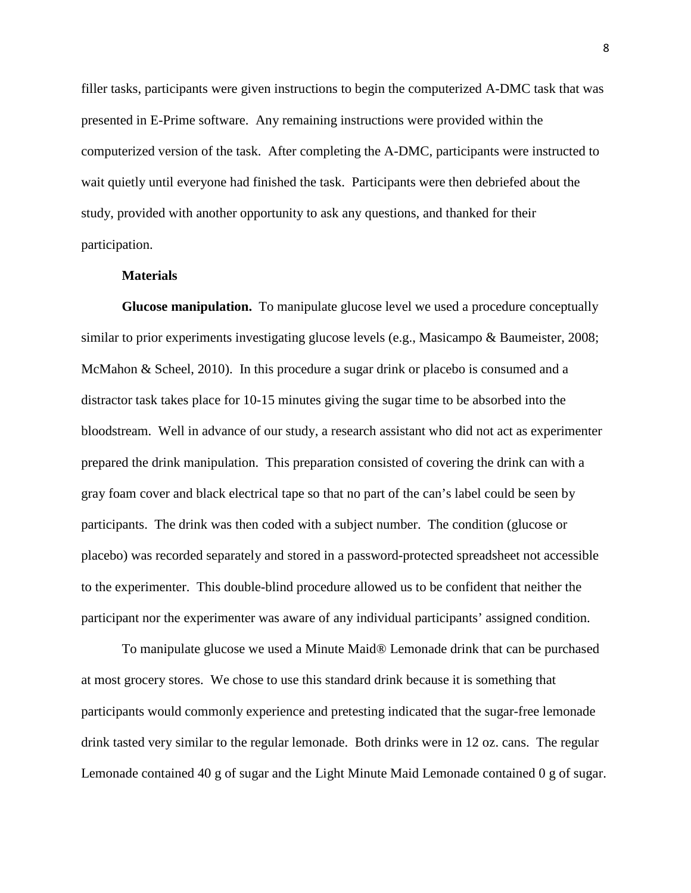filler tasks, participants were given instructions to begin the computerized A-DMC task that was presented in E-Prime software. Any remaining instructions were provided within the computerized version of the task. After completing the A-DMC, participants were instructed to wait quietly until everyone had finished the task. Participants were then debriefed about the study, provided with another opportunity to ask any questions, and thanked for their participation.

**Materials**

**Glucose manipulation.** To manipulate glucose level we used a procedure conceptually similar to prior experiments investigating glucose levels (e.g., Masicampo & Baumeister, 2008; McMahon & Scheel, 2010). In this procedure a sugar drink or placebo is consumed and a distractor task takes place for 10-15 minutes giving the sugar time to be absorbed into the bloodstream. Well in advance of our study, a research assistant who did not act as experimenter prepared the drink manipulation. This preparation consisted of covering the drink can with a gray foam cover and black electrical tape so that no part of the can's label could be seen by participants. The drink was then coded with a subject number. The condition (glucose or placebo) was recorded separately and stored in a password-protected spreadsheet not accessible to the experimenter. This double-blind procedure allowed us to be confident that neither the participant nor the experimenter was aware of any individual participants' assigned condition.

To manipulate glucose we used a Minute Maid® Lemonade drink that can be purchased at most grocery stores. We chose to use this standard drink because it is something that participants would commonly experience and pretesting indicated that the sugar-free lemonade drink tasted very similar to the regular lemonade. Both drinks were in 12 oz. cans. The regular Lemonade contained 40 g of sugar and the Light Minute Maid Lemonade contained 0 g of sugar.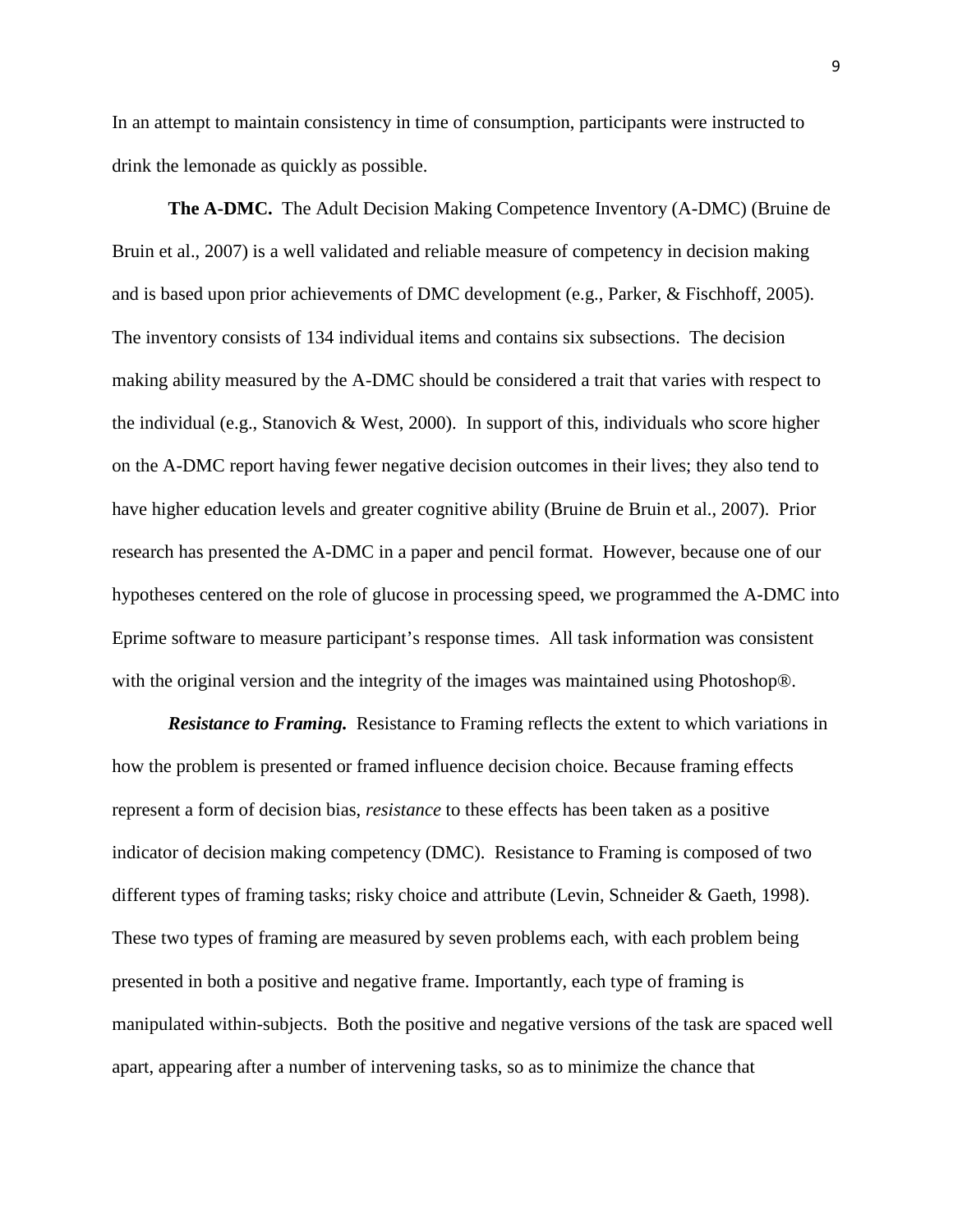In an attempt to maintain consistency in time of consumption, participants were instructed to drink the lemonade as quickly as possible.

**The A-DMC.** The Adult Decision Making Competence Inventory (A-DMC) (Bruine de Bruin et al., 2007) is a well validated and reliable measure of competency in decision making and is based upon prior achievements of DMC development (e.g., Parker, & Fischhoff, 2005). The inventory consists of 134 individual items and contains six subsections. The decision making ability measured by the A-DMC should be considered a trait that varies with respect to the individual (e.g., Stanovich & West, 2000). In support of this, individuals who score higher on the A-DMC report having fewer negative decision outcomes in their lives; they also tend to have higher education levels and greater cognitive ability (Bruine de Bruin et al., 2007). Prior research has presented the A-DMC in a paper and pencil format. However, because one of our hypotheses centered on the role of glucose in processing speed, we programmed the A-DMC into Eprime software to measure participant's response times. All task information was consistent with the original version and the integrity of the images was maintained using Photoshop®.

***Resistance to Framing.*** Resistance to Framing reflects the extent to which variations in how the problem is presented or framed influence decision choice. Because framing effects represent a form of decision bias, *resistance* to these effects has been taken as a positive indicator of decision making competency (DMC). Resistance to Framing is composed of two different types of framing tasks; risky choice and attribute (Levin, Schneider & Gaeth, 1998). These two types of framing are measured by seven problems each, with each problem being presented in both a positive and negative frame. Importantly, each type of framing is manipulated within-subjects. Both the positive and negative versions of the task are spaced well apart, appearing after a number of intervening tasks, so as to minimize the chance that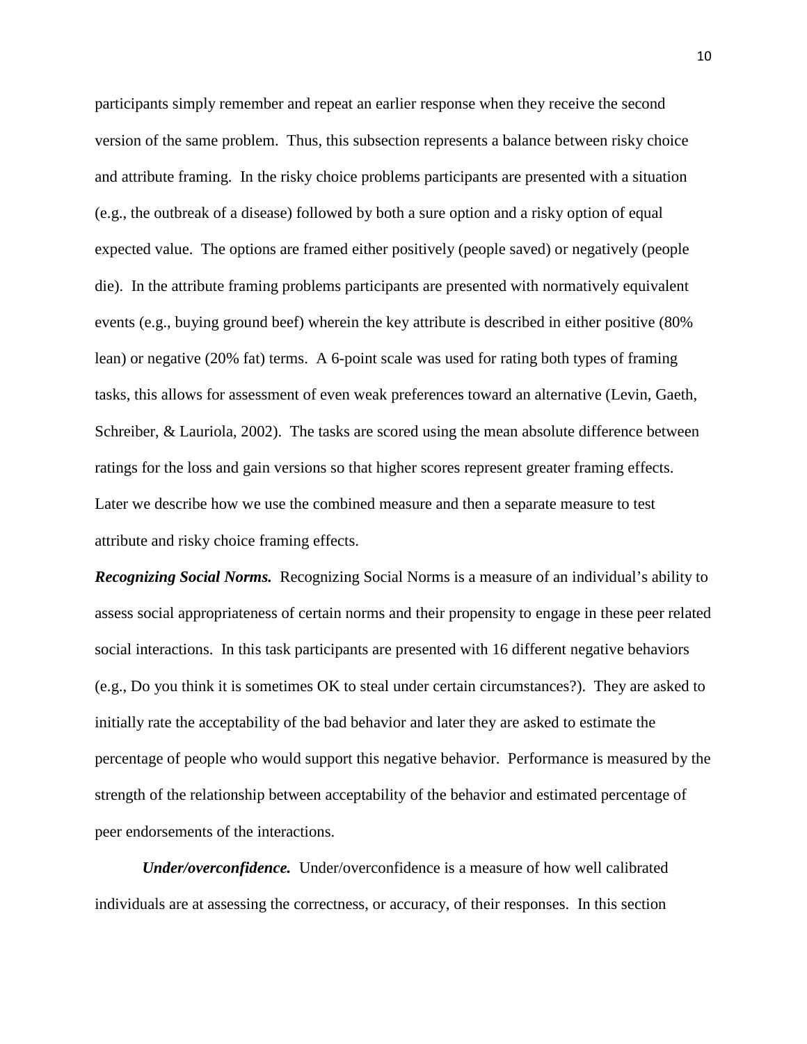participants simply remember and repeat an earlier response when they receive the second version of the same problem. Thus, this subsection represents a balance between risky choice and attribute framing. In the risky choice problems participants are presented with a situation (e.g., the outbreak of a disease) followed by both a sure option and a risky option of equal expected value. The options are framed either positively (people saved) or negatively (people die). In the attribute framing problems participants are presented with normatively equivalent events (e.g., buying ground beef) wherein the key attribute is described in either positive (80% lean) or negative (20% fat) terms. A 6-point scale was used for rating both types of framing tasks, this allows for assessment of even weak preferences toward an alternative (Levin, Gaeth, Schreiber, & Lauriola, 2002). The tasks are scored using the mean absolute difference between ratings for the loss and gain versions so that higher scores represent greater framing effects. Later we describe how we use the combined measure and then a separate measure to test attribute and risky choice framing effects.

***Recognizing Social Norms.*** Recognizing Social Norms is a measure of an individual's ability to assess social appropriateness of certain norms and their propensity to engage in these peer related social interactions. In this task participants are presented with 16 different negative behaviors (e.g., Do you think it is sometimes OK to steal under certain circumstances?). They are asked to initially rate the acceptability of the bad behavior and later they are asked to estimate the percentage of people who would support this negative behavior. Performance is measured by the strength of the relationship between acceptability of the behavior and estimated percentage of peer endorsements of the interactions.

***Under/overconfidence.*** Under/overconfidence is a measure of how well calibrated individuals are at assessing the correctness, or accuracy, of their responses. In this section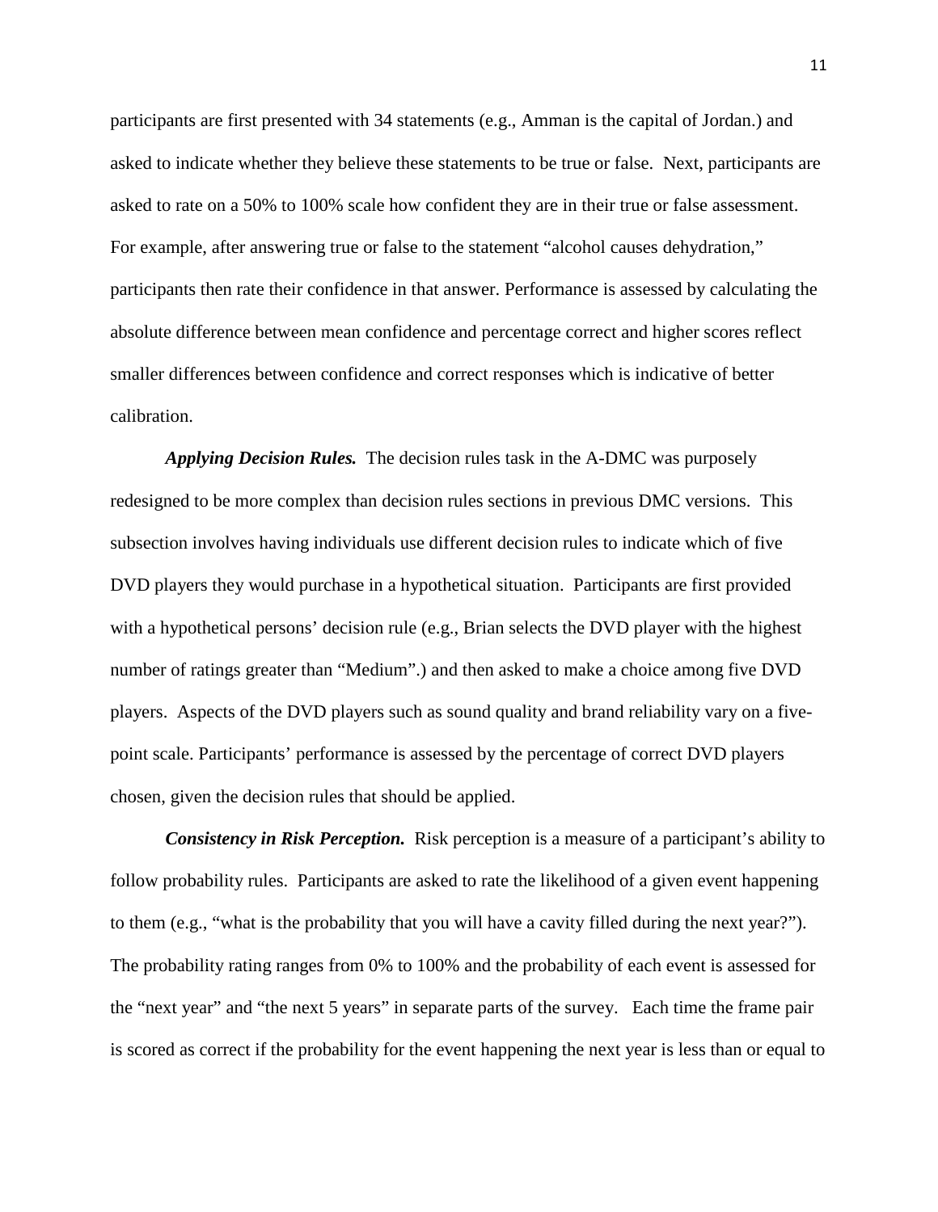participants are first presented with 34 statements (e.g., Amman is the capital of Jordan.) and asked to indicate whether they believe these statements to be true or false. Next, participants are asked to rate on a 50% to 100% scale how confident they are in their true or false assessment. For example, after answering true or false to the statement "alcohol causes dehydration," participants then rate their confidence in that answer. Performance is assessed by calculating the absolute difference between mean confidence and percentage correct and higher scores reflect smaller differences between confidence and correct responses which is indicative of better calibration.

***Applying Decision Rules.*** The decision rules task in the A-DMC was purposely redesigned to be more complex than decision rules sections in previous DMC versions. This subsection involves having individuals use different decision rules to indicate which of five DVD players they would purchase in a hypothetical situation. Participants are first provided with a hypothetical persons' decision rule (e.g., Brian selects the DVD player with the highest number of ratings greater than "Medium".) and then asked to make a choice among five DVD players. Aspects of the DVD players such as sound quality and brand reliability vary on a five-point scale. Participants' performance is assessed by the percentage of correct DVD players chosen, given the decision rules that should be applied.

***Consistency in Risk Perception.*** Risk perception is a measure of a participant's ability to follow probability rules. Participants are asked to rate the likelihood of a given event happening to them (e.g., "what is the probability that you will have a cavity filled during the next year?"). The probability rating ranges from 0% to 100% and the probability of each event is assessed for the "next year" and "the next 5 years" in separate parts of the survey. Each time the frame pair is scored as correct if the probability for the event happening the next year is less than or equal to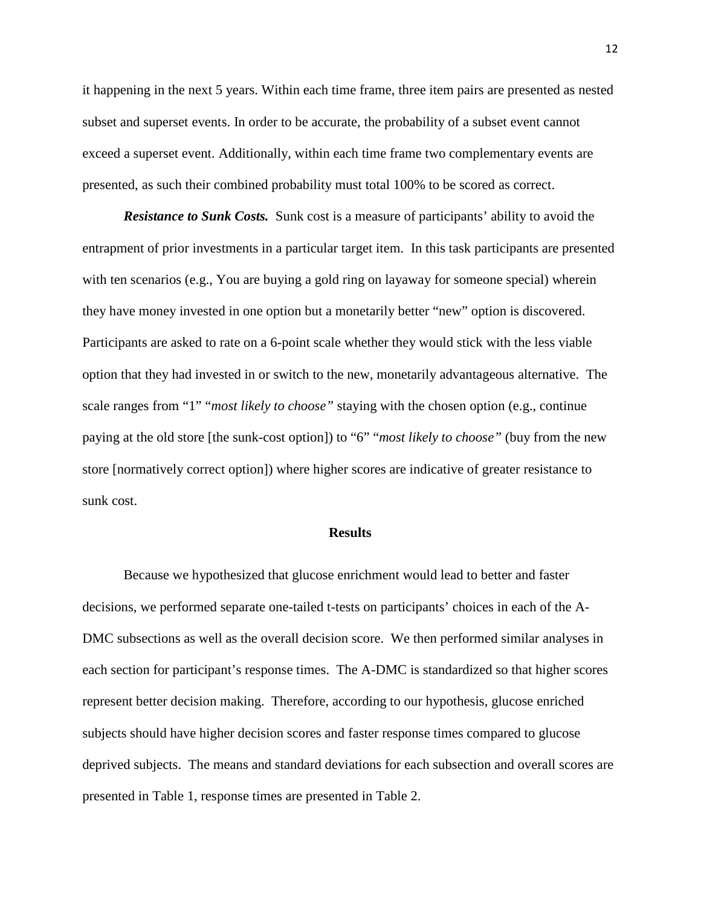it happening in the next 5 years. Within each time frame, three item pairs are presented as nested subset and superset events. In order to be accurate, the probability of a subset event cannot exceed a superset event. Additionally, within each time frame two complementary events are presented, as such their combined probability must total 100% to be scored as correct.

***Resistance to Sunk Costs.*** Sunk cost is a measure of participants' ability to avoid the entrapment of prior investments in a particular target item. In this task participants are presented with ten scenarios (e.g., You are buying a gold ring on layaway for someone special) wherein they have money invested in one option but a monetarily better "new" option is discovered. Participants are asked to rate on a 6-point scale whether they would stick with the less viable option that they had invested in or switch to the new, monetarily advantageous alternative. The scale ranges from "1" "*most likely to choose"* staying with the chosen option (e.g., continue paying at the old store [the sunk-cost option]) to "6" "*most likely to choose"* (buy from the new store [normatively correct option]) where higher scores are indicative of greater resistance to sunk cost.

## Results

Because we hypothesized that glucose enrichment would lead to better and faster decisions, we performed separate one-tailed t-tests on participants' choices in each of the A-DMC subsections as well as the overall decision score. We then performed similar analyses in each section for participant's response times. The A-DMC is standardized so that higher scores represent better decision making. Therefore, according to our hypothesis, glucose enriched subjects should have higher decision scores and faster response times compared to glucose deprived subjects. The means and standard deviations for each subsection and overall scores are presented in Table 1, response times are presented in Table 2.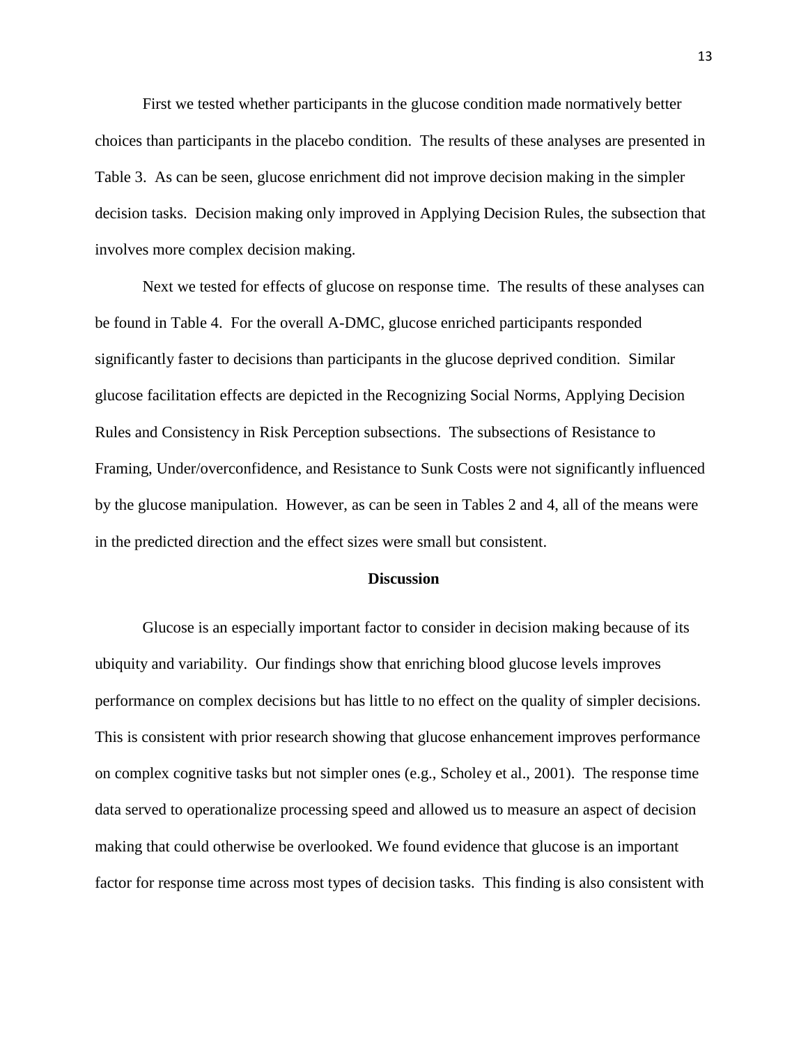First we tested whether participants in the glucose condition made normatively better choices than participants in the placebo condition. The results of these analyses are presented in Table 3. As can be seen, glucose enrichment did not improve decision making in the simpler decision tasks. Decision making only improved in Applying Decision Rules, the subsection that involves more complex decision making.

Next we tested for effects of glucose on response time. The results of these analyses can be found in Table 4. For the overall A-DMC, glucose enriched participants responded significantly faster to decisions than participants in the glucose deprived condition. Similar glucose facilitation effects are depicted in the Recognizing Social Norms, Applying Decision Rules and Consistency in Risk Perception subsections. The subsections of Resistance to Framing, Under/overconfidence, and Resistance to Sunk Costs were not significantly influenced by the glucose manipulation. However, as can be seen in Tables 2 and 4, all of the means were in the predicted direction and the effect sizes were small but consistent.

## Discussion

Glucose is an especially important factor to consider in decision making because of its ubiquity and variability. Our findings show that enriching blood glucose levels improves performance on complex decisions but has little to no effect on the quality of simpler decisions. This is consistent with prior research showing that glucose enhancement improves performance on complex cognitive tasks but not simpler ones (e.g., Scholey et al., 2001). The response time data served to operationalize processing speed and allowed us to measure an aspect of decision making that could otherwise be overlooked. We found evidence that glucose is an important factor for response time across most types of decision tasks. This finding is also consistent with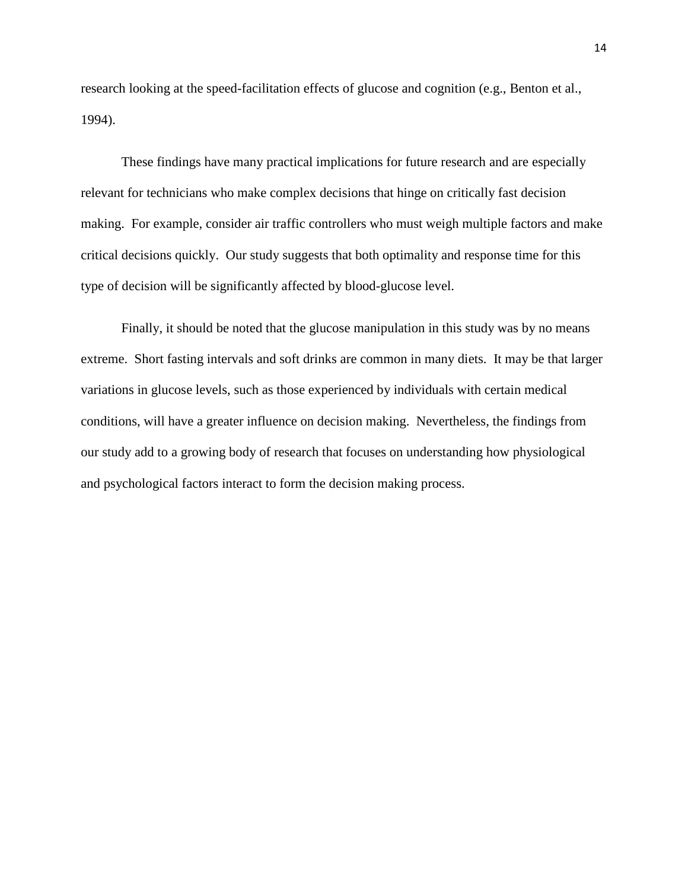research looking at the speed-facilitation effects of glucose and cognition (e.g., Benton et al., 1994).

These findings have many practical implications for future research and are especially relevant for technicians who make complex decisions that hinge on critically fast decision making. For example, consider air traffic controllers who must weigh multiple factors and make critical decisions quickly. Our study suggests that both optimality and response time for this type of decision will be significantly affected by blood-glucose level.

Finally, it should be noted that the glucose manipulation in this study was by no means extreme. Short fasting intervals and soft drinks are common in many diets. It may be that larger variations in glucose levels, such as those experienced by individuals with certain medical conditions, will have a greater influence on decision making. Nevertheless, the findings from our study add to a growing body of research that focuses on understanding how physiological and psychological factors interact to form the decision making process.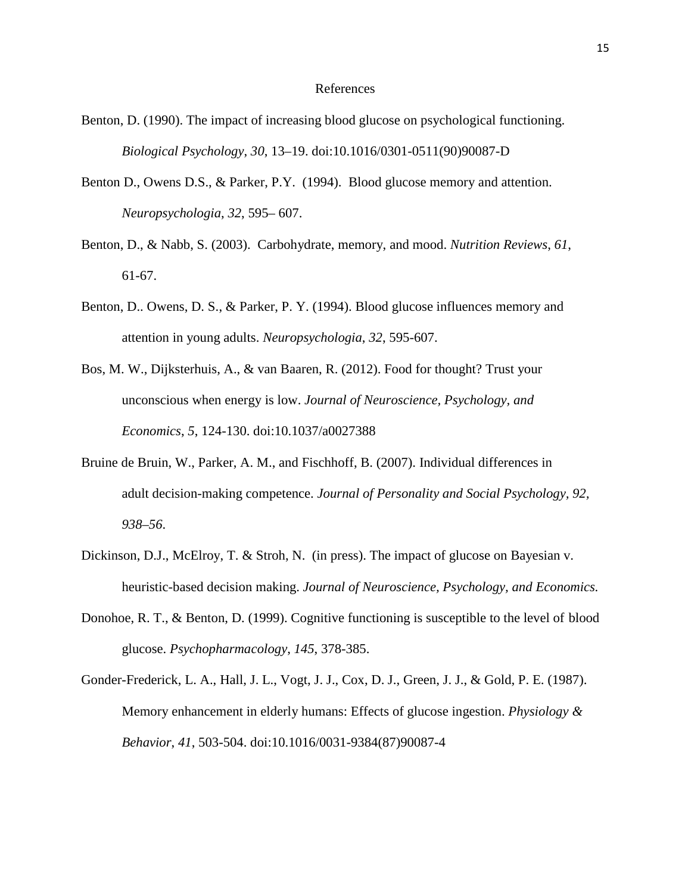# References

Benton, D. (1990). The impact of increasing blood glucose on psychological functioning. *Biological Psychology*, *30*, 13–19. doi:10.1016/0301-0511(90)90087-D

Benton D., Owens D.S., & Parker, P.Y. (1994). Blood glucose memory and attention. *Neuropsychologia*, *32*, 595– 607.

Benton, D., & Nabb, S. (2003). Carbohydrate, memory, and mood. *Nutrition Reviews*, *61*, 61-67.

Benton, D.. Owens, D. S., & Parker, P. Y. (1994). Blood glucose influences memory and attention in young adults. *Neuropsychologia*, *32*, 595-607.

Bos, M. W., Dijksterhuis, A., & van Baaren, R. (2012). Food for thought? Trust your unconscious when energy is low. *Journal of Neuroscience, Psychology, and Economics*, *5*, 124-130. doi:10.1037/a0027388

Bruine de Bruin, W., Parker, A. M., and Fischhoff, B. (2007). Individual differences in adult decision-making competence. *Journal of Personality and Social Psychology, 92, 938–56*.

Dickinson, D.J., McElroy, T. & Stroh, N. (in press). The impact of glucose on Bayesian v. heuristic-based decision making. *Journal of Neuroscience, Psychology, and Economics.*

Donohoe, R. T., & Benton, D. (1999). Cognitive functioning is susceptible to the level of blood glucose. *Psychopharmacology*, *145*, 378-385.

Gonder-Frederick, L. A., Hall, J. L., Vogt, J. J., Cox, D. J., Green, J. J., & Gold, P. E. (1987). Memory enhancement in elderly humans: Effects of glucose ingestion. *Physiology & Behavior*, *41*, 503-504. doi:10.1016/0031-9384(87)90087-4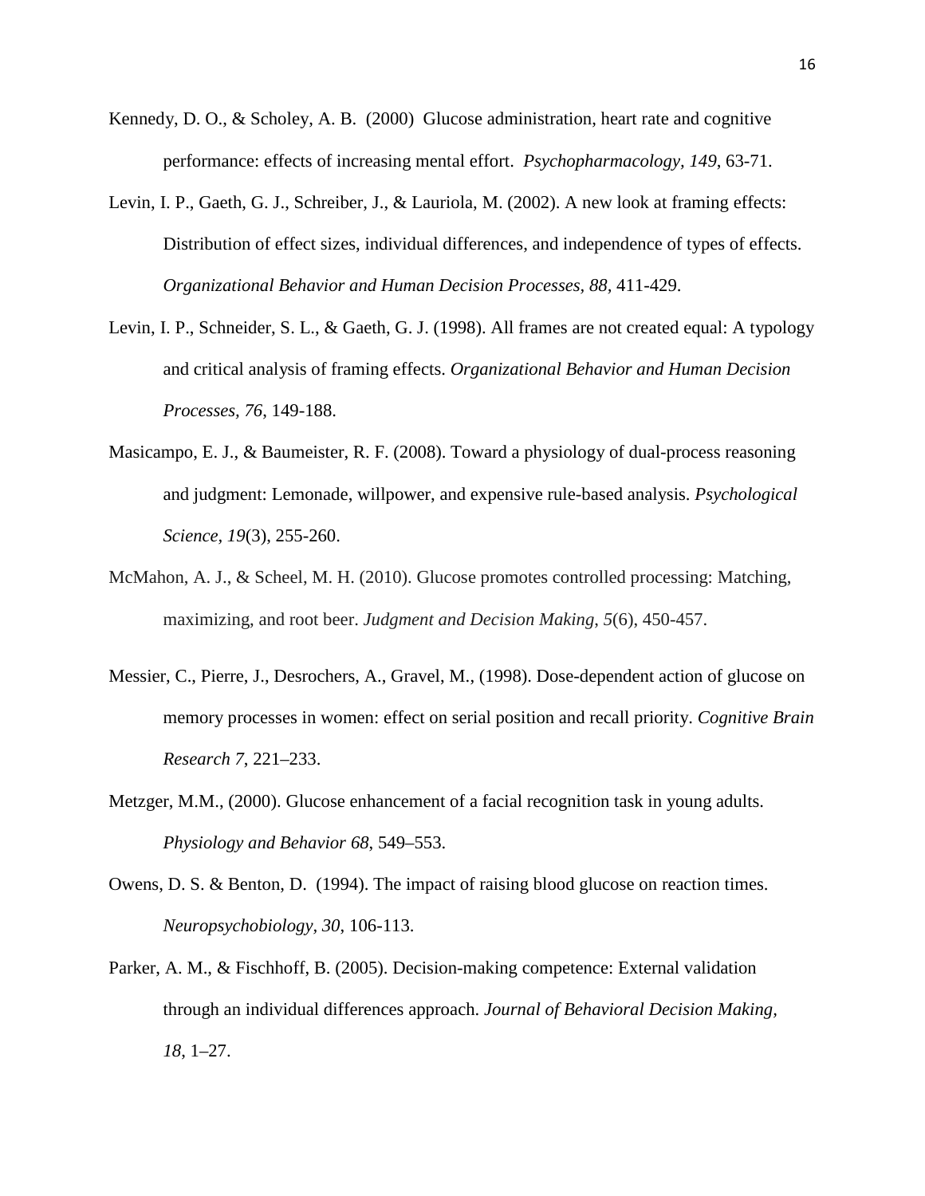Kennedy, D. O., & Scholey, A. B. (2000) Glucose administration, heart rate and cognitive performance: effects of increasing mental effort. *Psychopharmacology, 149*, 63-71.

Levin, I. P., Gaeth, G. J., Schreiber, J., & Lauriola, M. (2002). A new look at framing effects: Distribution of effect sizes, individual differences, and independence of types of effects. *Organizational Behavior and Human Decision Processes, 88,* 411-429.

Levin, I. P., Schneider, S. L., & Gaeth, G. J. (1998). All frames are not created equal: A typology and critical analysis of framing effects. *Organizational Behavior and Human Decision Processes, 76*, 149-188.

Masicampo, E. J., & Baumeister, R. F. (2008). Toward a physiology of dual-process reasoning and judgment: Lemonade, willpower, and expensive rule-based analysis. *Psychological Science, 19*(3), 255-260.

McMahon, A. J., & Scheel, M. H. (2010). Glucose promotes controlled processing: Matching, maximizing, and root beer. *Judgment and Decision Making, 5*(6), 450-457.

Messier, C., Pierre, J., Desrochers, A., Gravel, M., (1998). Dose-dependent action of glucose on memory processes in women: effect on serial position and recall priority. *Cognitive Brain Research 7*, 221–233.

Metzger, M.M., (2000). Glucose enhancement of a facial recognition task in young adults. *Physiology and Behavior 68*, 549–553.

Owens, D. S. & Benton, D. (1994). The impact of raising blood glucose on reaction times. *Neuropsychobiology, 30*, 106-113.

Parker, A. M., & Fischhoff, B. (2005). Decision-making competence: External validation through an individual differences approach. *Journal of Behavioral Decision Making, 18*, 1–27.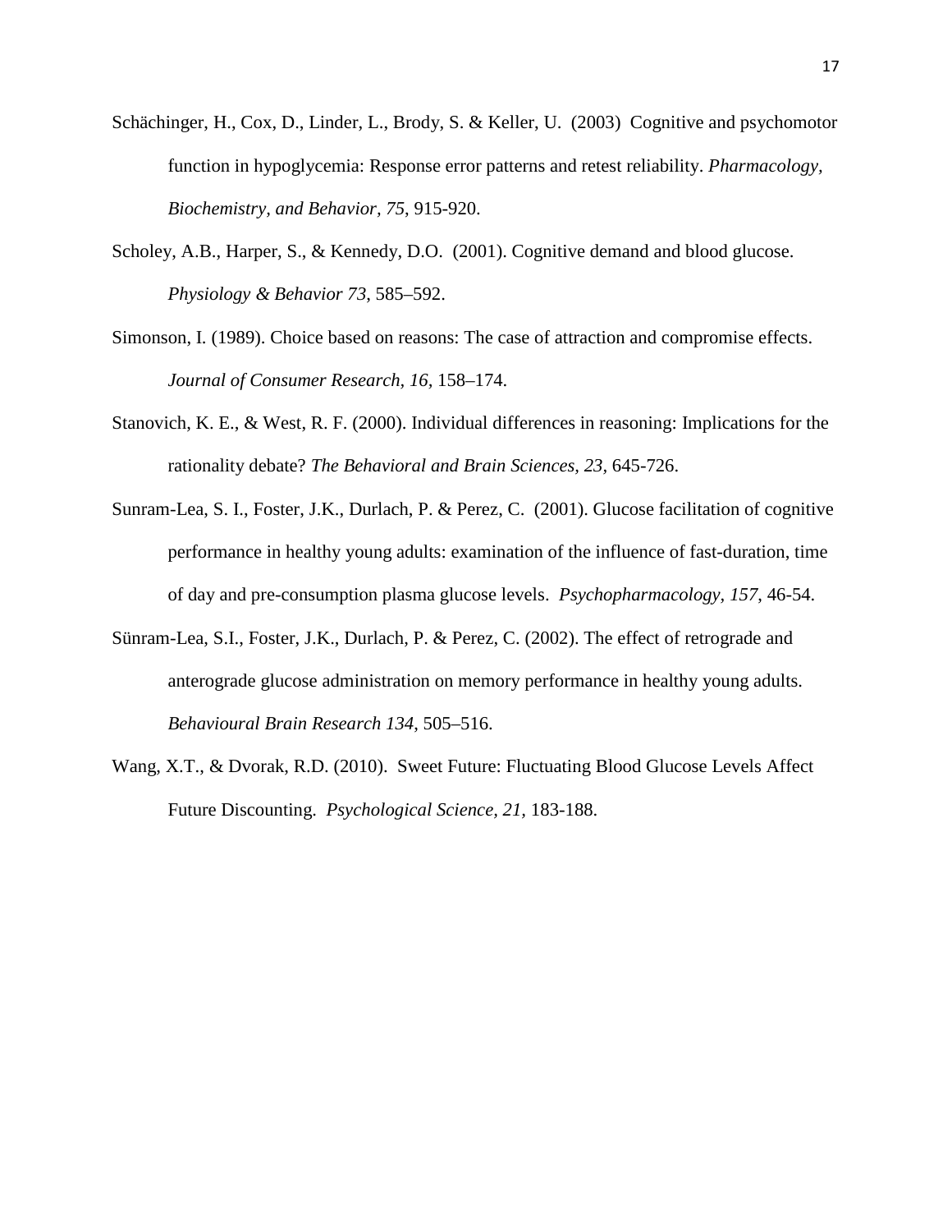Schächinger, H., Cox, D., Linder, L., Brody, S. & Keller, U. (2003) Cognitive and psychomotor function in hypoglycemia: Response error patterns and retest reliability. *Pharmacology, Biochemistry, and Behavior, 75*, 915-920.

Scholey, A.B., Harper, S., & Kennedy, D.O. (2001). Cognitive demand and blood glucose. *Physiology & Behavior 73*, 585–592.

Simonson, I. (1989). Choice based on reasons: The case of attraction and compromise effects. *Journal of Consumer Research, 16*, 158–174.

Stanovich, K. E., & West, R. F. (2000). Individual differences in reasoning: Implications for the rationality debate? *The Behavioral and Brain Sciences, 23,* 645-726.

Sunram-Lea, S. I., Foster, J.K., Durlach, P. & Perez, C. (2001). Glucose facilitation of cognitive performance in healthy young adults: examination of the influence of fast-duration, time of day and pre-consumption plasma glucose levels. *Psychopharmacology, 157*, 46-54.

Sünram-Lea, S.I., Foster, J.K., Durlach, P. & Perez, C. (2002). The effect of retrograde and anterograde glucose administration on memory performance in healthy young adults. *Behavioural Brain Research 134*, 505–516.

Wang, X.T., & Dvorak, R.D. (2010). Sweet Future: Fluctuating Blood Glucose Levels Affect Future Discounting. *Psychological Science, 21*, 183-188.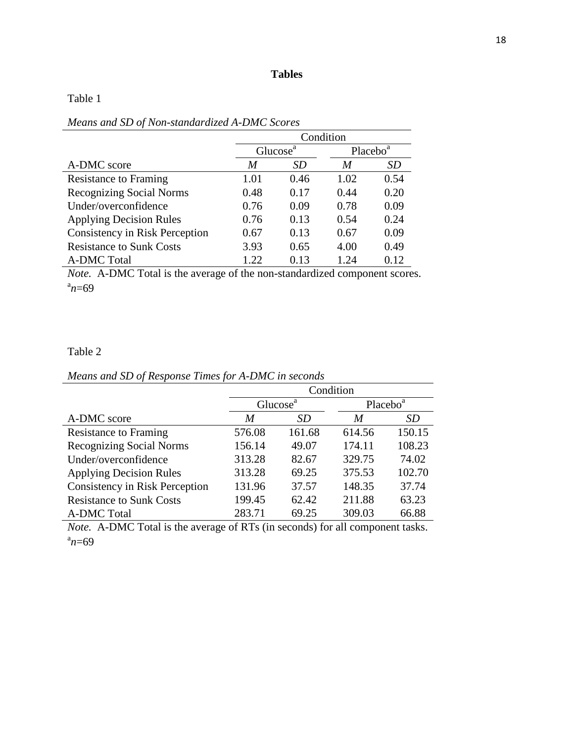**Tables**

Table 1

*Means and SD of Non-standardized A-DMC Scores*

| | Condition | | | |
|---|---|---|---|---|
| | Glucose[a] | | Placebo[a] | |
| A-DMC score | *M* | *SD* | *M* | *SD* |
| Resistance to Framing | 1.01 | 0.46 | 1.02 | 0.54 |
| Recognizing Social Norms | 0.48 | 0.17 | 0.44 | 0.20 |
| Under/overconfidence | 0.76 | 0.09 | 0.78 | 0.09 |
| Applying Decision Rules | 0.76 | 0.13 | 0.54 | 0.24 |
| Consistency in Risk Perception | 0.67 | 0.13 | 0.67 | 0.09 |
| Resistance to Sunk Costs | 3.93 | 0.65 | 4.00 | 0.49 |
| A-DMC Total | 1.22 | 0.13 | 1.24 | 0.12 |

*Note.* A-DMC Total is the average of the non-standardized component scores.
[a]$n$=69

Table 2

*Means and SD of Response Times for A-DMC in seconds*

| | Condition | | | |
|---|---|---|---|---|
| | Glucose[a] | | Placebo[a] | |
| A-DMC score | *M* | *SD* | *M* | *SD* |
| Resistance to Framing | 576.08 | 161.68 | 614.56 | 150.15 |
| Recognizing Social Norms | 156.14 | 49.07 | 174.11 | 108.23 |
| Under/overconfidence | 313.28 | 82.67 | 329.75 | 74.02 |
| Applying Decision Rules | 313.28 | 69.25 | 375.53 | 102.70 |
| Consistency in Risk Perception | 131.96 | 37.57 | 148.35 | 37.74 |
| Resistance to Sunk Costs | 199.45 | 62.42 | 211.88 | 63.23 |
| A-DMC Total | 283.71 | 69.25 | 309.03 | 66.88 |

*Note.* A-DMC Total is the average of RTs (in seconds) for all component tasks.
[a]$n$=69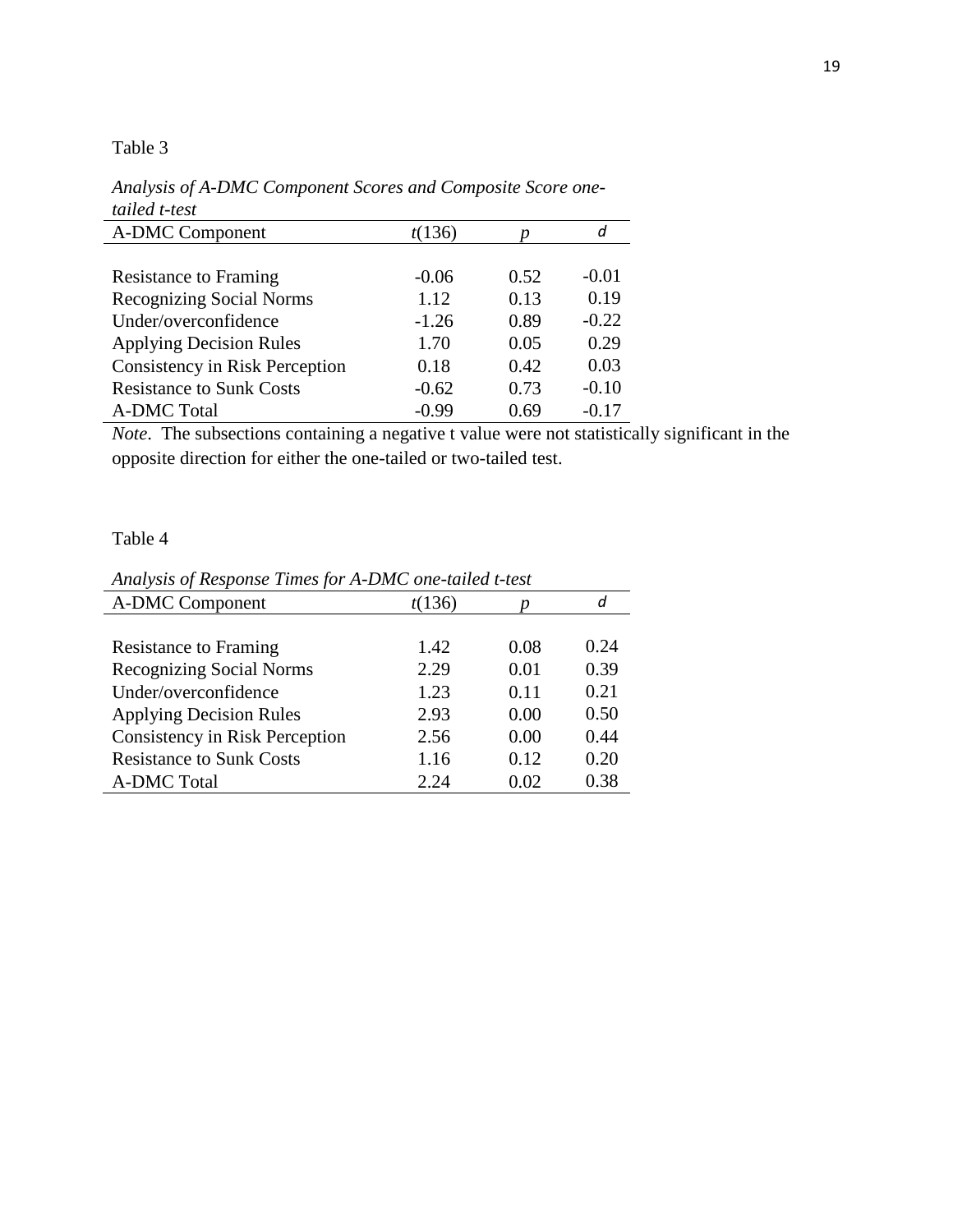Table 3

*Analysis of A-DMC Component Scores and Composite Score one-tailed t-test*

| A-DMC Component | *t*(136) | *p* | *d* |
|---|---|---|---|
| Resistance to Framing | -0.06 | 0.52 | -0.01 |
| Recognizing Social Norms | 1.12 | 0.13 | 0.19 |
| Under/overconfidence | -1.26 | 0.89 | -0.22 |
| Applying Decision Rules | 1.70 | 0.05 | 0.29 |
| Consistency in Risk Perception | 0.18 | 0.42 | 0.03 |
| Resistance to Sunk Costs | -0.62 | 0.73 | -0.10 |
| A-DMC Total | -0.99 | 0.69 | -0.17 |

*Note*. The subsections containing a negative t value were not statistically significant in the opposite direction for either the one-tailed or two-tailed test.

Table 4

*Analysis of Response Times for A-DMC one-tailed t-test*

| A-DMC Component | *t*(136) | *p* | *d* |
|---|---|---|---|
| Resistance to Framing | 1.42 | 0.08 | 0.24 |
| Recognizing Social Norms | 2.29 | 0.01 | 0.39 |
| Under/overconfidence | 1.23 | 0.11 | 0.21 |
| Applying Decision Rules | 2.93 | 0.00 | 0.50 |
| Consistency in Risk Perception | 2.56 | 0.00 | 0.44 |
| Resistance to Sunk Costs | 1.16 | 0.12 | 0.20 |
| A-DMC Total | 2.24 | 0.02 | 0.38 |